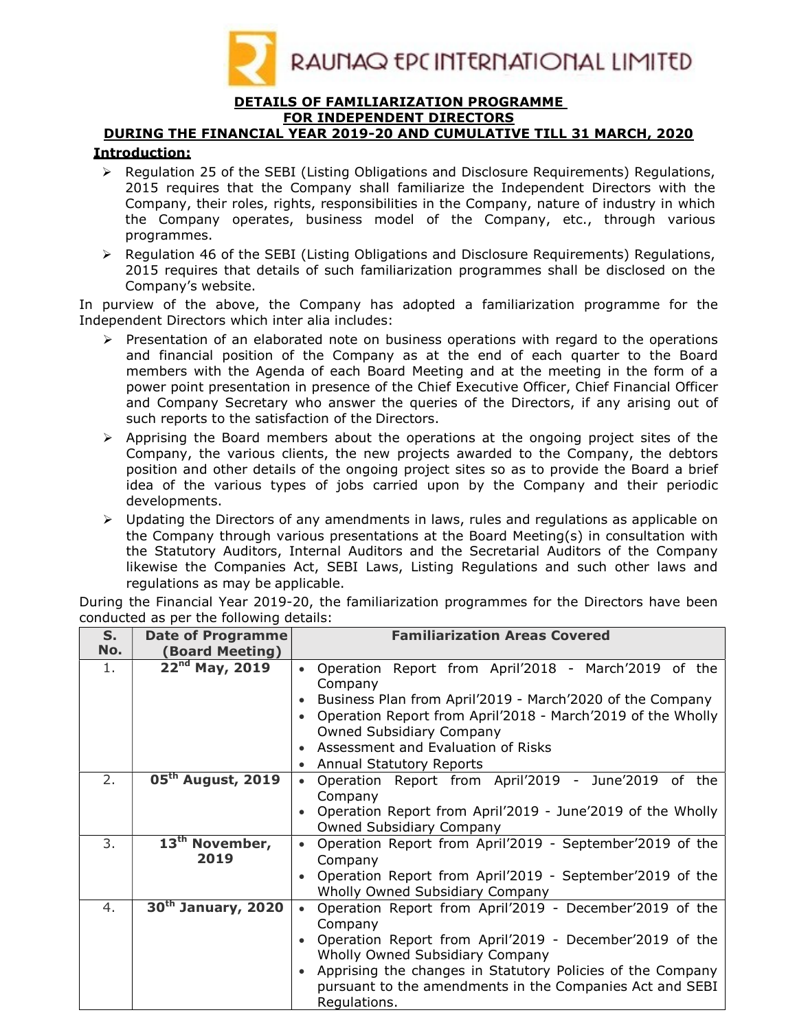RAUNAQ EPC INTERNATIONAL LIMITED

# DETAILS OF FAMILIARIZATION PROGRAMME FOR INDEPENDENT DIRECTORS DURING THE FINANCIAL YEAR 2019-20 AND CUMULATIVE TILL 31 MARCH, 2020

## Introduction:

- Regulation 25 of the SEBI (Listing Obligations and Disclosure Requirements) Regulations, 2015 requires that the Company shall familiarize the Independent Directors with the Company, their roles, rights, responsibilities in the Company, nature of industry in which the Company operates, business model of the Company, etc., through various programmes.
- Regulation 46 of the SEBI (Listing Obligations and Disclosure Requirements) Regulations, 2015 requires that details of such familiarization programmes shall be disclosed on the Company's website.

In purview of the above, the Company has adopted a familiarization programme for the Independent Directors which inter alia includes:

- Presentation of an elaborated note on business operations with regard to the operations and financial position of the Company as at the end of each quarter to the Board members with the Agenda of each Board Meeting and at the meeting in the form of a power point presentation in presence of the Chief Executive Officer, Chief Financial Officer and Company Secretary who answer the queries of the Directors, if any arising out of such reports to the satisfaction of the Directors.
- Apprising the Board members about the operations at the ongoing project sites of the Company, the various clients, the new projects awarded to the Company, the debtors position and other details of the ongoing project sites so as to provide the Board a brief idea of the various types of jobs carried upon by the Company and their periodic developments.
- Updating the Directors of any amendments in laws, rules and regulations as applicable on the Company through various presentations at the Board Meeting(s) in consultation with the Statutory Auditors, Internal Auditors and the Secretarial Auditors of the Company likewise the Companies Act, SEBI Laws, Listing Regulations and such other laws and regulations as may be applicable.

During the Financial Year 2019-20, the familiarization programmes for the Directors have been conducted as per the following details:

| S. No. | Date of Programme (Board Meeting) | Familiarization Areas Covered |
|---|---|---|
| 1. | 22nd May, 2019 | • Operation Report from April'2018 - March'2019 of the Company<br>• Business Plan from April'2019 - March'2020 of the Company<br>• Operation Report from April'2018 - March'2019 of the Wholly Owned Subsidiary Company<br>• Assessment and Evaluation of Risks<br>• Annual Statutory Reports |
| 2. | 05th August, 2019 | • Operation Report from April'2019 - June'2019 of the Company<br>• Operation Report from April'2019 - June'2019 of the Wholly Owned Subsidiary Company |
| 3. | 13th November, 2019 | • Operation Report from April'2019 - September'2019 of the Company<br>• Operation Report from April'2019 - September'2019 of the Wholly Owned Subsidiary Company |
| 4. | 30th January, 2020 | • Operation Report from April'2019 - December'2019 of the Company<br>• Operation Report from April'2019 - December'2019 of the Wholly Owned Subsidiary Company<br>• Apprising the changes in Statutory Policies of the Company pursuant to the amendments in the Companies Act and SEBI Regulations. |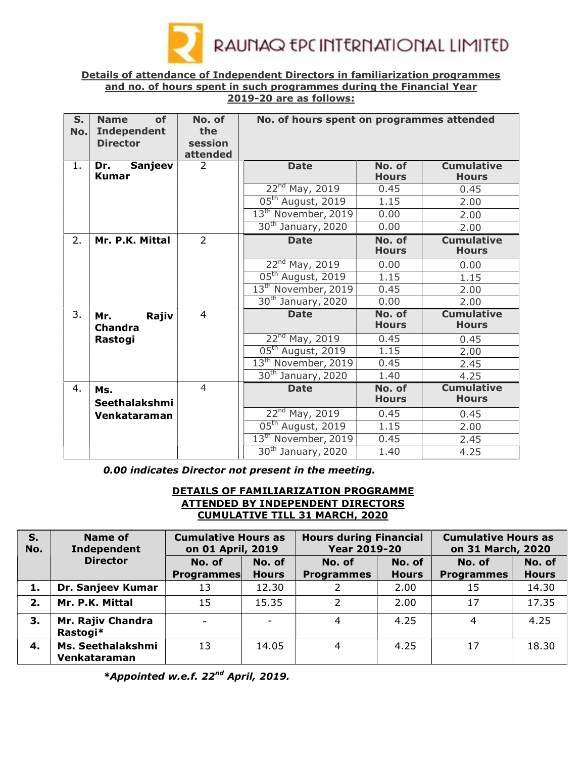RAUNAQ EPC INTERNATIONAL LIMITED

**Details of attendance of Independent Directors in familiarization programmes and no. of hours spent in such programmes during the Financial Year 2019-20 are as follows:**

| S. No. | Name of Independent Director | No. of the session attended | No. of hours spent on programmes attended | | |
|---|---|---|---|---|---|
| | | | **Date** | **No. of Hours** | **Cumulative Hours** |
| 1. | **Dr. Sanjeev Kumar** | 2 | 22nd May, 2019 | 0.45 | 0.45 |
| | | | 05th August, 2019 | 1.15 | 2.00 |
| | | | 13th November, 2019 | 0.00 | 2.00 |
| | | | 30th January, 2020 | 0.00 | 2.00 |
| 2. | **Mr. P.K. Mittal** | 2 | **Date** | **No. of Hours** | **Cumulative Hours** |
| | | | 22nd May, 2019 | 0.00 | 0.00 |
| | | | 05th August, 2019 | 1.15 | 1.15 |
| | | | 13th November, 2019 | 0.45 | 2.00 |
| | | | 30th January, 2020 | 0.00 | 2.00 |
| 3. | **Mr. Rajiv Chandra Rastogi** | 4 | **Date** | **No. of Hours** | **Cumulative Hours** |
| | | | 22nd May, 2019 | 0.45 | 0.45 |
| | | | 05th August, 2019 | 1.15 | 2.00 |
| | | | 13th November, 2019 | 0.45 | 2.45 |
| | | | 30th January, 2020 | 1.40 | 4.25 |
| 4. | **Ms. Seethalakshmi Venkataraman** | 4 | **Date** | **No. of Hours** | **Cumulative Hours** |
| | | | 22nd May, 2019 | 0.45 | 0.45 |
| | | | 05th August, 2019 | 1.15 | 2.00 |
| | | | 13th November, 2019 | 0.45 | 2.45 |
| | | | 30th January, 2020 | 1.40 | 4.25 |

***0.00 indicates Director not present in the meeting.***

**DETAILS OF FAMILIARIZATION PROGRAMME ATTENDED BY INDEPENDENT DIRECTORS CUMULATIVE TILL 31 MARCH, 2020**

| S. No. | Name of Independent Director | Cumulative Hours as on 01 April, 2019 | | Hours during Financial Year 2019-20 | | Cumulative Hours as on 31 March, 2020 | |
|---|---|---|---|---|---|---|---|
| | | No. of Programmes | No. of Hours | No. of Programmes | No. of Hours | No. of Programmes | No. of Hours |
| **1.** | **Dr. Sanjeev Kumar** | 13 | 12.30 | 2 | 2.00 | 15 | 14.30 |
| **2.** | **Mr. P.K. Mittal** | 15 | 15.35 | 2 | 2.00 | 17 | 17.35 |
| **3.** | **Mr. Rajiv Chandra Rastogi*** | - | - | 4 | 4.25 | 4 | 4.25 |
| **4.** | **Ms. Seethalakshmi Venkataraman** | 13 | 14.05 | 4 | 4.25 | 17 | 18.30 |

***Appointed w.e.f. 22nd April, 2019.**